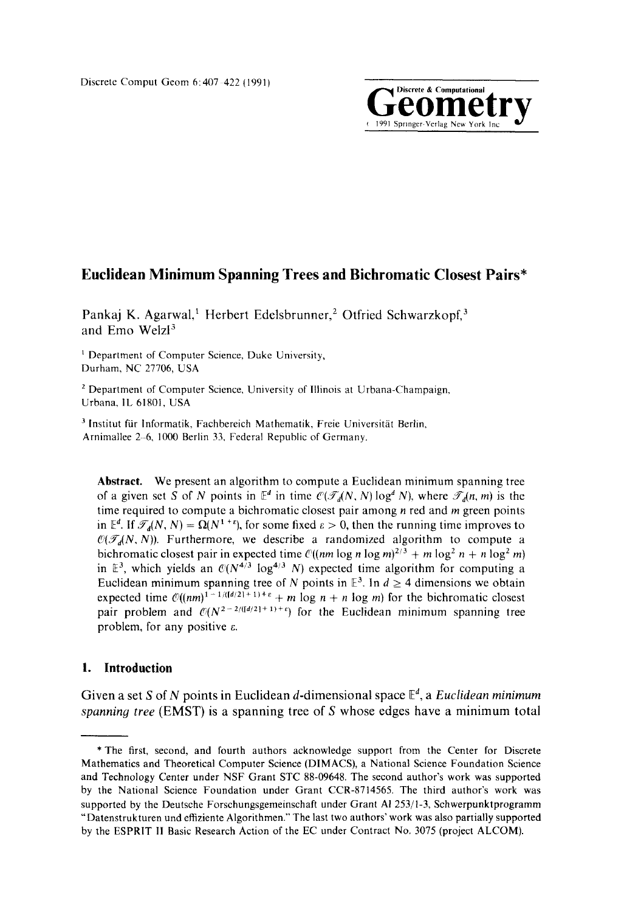# Euclidean Minimum Spanning Trees and Bichromatic Closest Pairs*

Pankaj K. Agarwal,[1] Herbert Edelsbrunner,[2] Otfried Schwarzkopf,[3] and Emo Welzl[3]

[1] Department of Computer Science, Duke University, Durham, NC 27706, USA

[2] Department of Computer Science, University of Illinois at Urbana-Champaign, Urbana, IL 61801, USA

[3] Institut für Informatik, Fachbereich Mathematik, Freie Universität Berlin, Arnimallee 2–6, 1000 Berlin 33, Federal Republic of Germany.

**Abstract.** We present an algorithm to compute a Euclidean minimum spanning tree of a given set $S$ of $N$ points in $\mathbb{E}^d$ in time $\mathcal{O}(\mathcal{T}_d(N, N) \log^d N)$, where $\mathcal{T}_d(n, m)$ is the time required to compute a bichromatic closest pair among $n$ red and $m$ green points in $\mathbb{E}^d$. If $\mathcal{T}_d(N, N) = \Omega(N^{1+\varepsilon})$, for some fixed $\varepsilon > 0$, then the running time improves to $\mathcal{O}(\mathcal{T}_d(N, N))$. Furthermore, we describe a randomized algorithm to compute a bichromatic closest pair in expected time $\mathcal{O}((nm \log n \log m)^{2/3} + m \log^2 n + n \log^2 m)$ in $\mathbb{E}^3$, which yields an $\mathcal{O}(N^{4/3} \log^{4/3} N)$ expected time algorithm for computing a Euclidean minimum spanning tree of $N$ points in $\mathbb{E}^3$. In $d \geq 4$ dimensions we obtain expected time $\mathcal{O}((nm)^{1-1/(\lceil d/2 \rceil+1)+\varepsilon} + m \log n + n \log m)$ for the bichromatic closest pair problem and $\mathcal{O}(N^{2-2/(\lceil d/2 \rceil+1)+\varepsilon})$ for the Euclidean minimum spanning tree problem, for any positive $\varepsilon$.

## 1. Introduction

Given a set $S$ of $N$ points in Euclidean $d$-dimensional space $\mathbb{E}^d$, a *Euclidean minimum spanning tree* (EMST) is a spanning tree of $S$ whose edges have a minimum total

---

* The first, second, and fourth authors acknowledge support from the Center for Discrete Mathematics and Theoretical Computer Science (DIMACS), a National Science Foundation Science and Technology Center under NSF Grant STC 88-09648. The second author's work was supported by the National Science Foundation under Grant CCR-8714565. The third author's work was supported by the Deutsche Forschungsgemeinschaft under Grant Al 253/1-3, Schwerpunktprogramm "Datenstrukturen und effiziente Algorithmen." The last two authors' work was also partially supported by the ESPRIT II Basic Research Action of the EC under Contract No. 3075 (project ALCOM).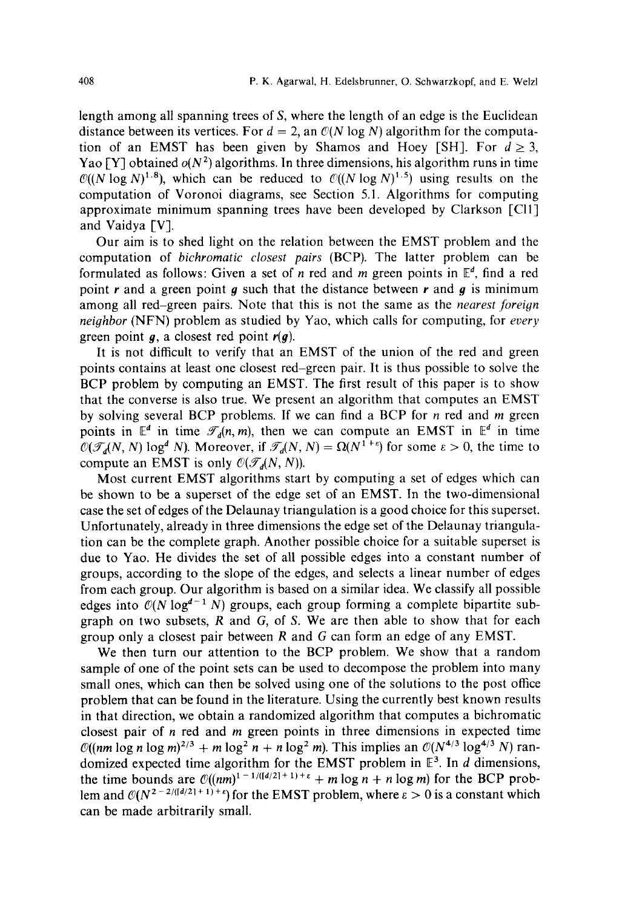length among all spanning trees of $S$, where the length of an edge is the Euclidean distance between its vertices. For $d = 2$, an $\mathcal{O}(N \log N)$ algorithm for the computation of an EMST has been given by Shamos and Hoey [SH]. For $d \geq 3$, Yao [Y] obtained $o(N^2)$ algorithms. In three dimensions, his algorithm runs in time $\mathcal{O}((N \log N)^{1.8})$, which can be reduced to $\mathcal{O}((N \log N)^{1.5})$ using results on the computation of Voronoi diagrams, see Section 5.1. Algorithms for computing approximate minimum spanning trees have been developed by Clarkson [Cl1] and Vaidya [V].

Our aim is to shed light on the relation between the EMST problem and the computation of *bichromatic closest pairs* (BCP). The latter problem can be formulated as follows: Given a set of $n$ red and $m$ green points in $\mathbb{E}^d$, find a red point $\boldsymbol{r}$ and a green point $\boldsymbol{g}$ such that the distance between $\boldsymbol{r}$ and $\boldsymbol{g}$ is minimum among all red–green pairs. Note that this is not the same as the *nearest foreign neighbor* (NFN) problem as studied by Yao, which calls for computing, for *every* green point $\boldsymbol{g}$, a closest red point $\boldsymbol{r}(\boldsymbol{g})$.

It is not difficult to verify that an EMST of the union of the red and green points contains at least one closest red–green pair. It is thus possible to solve the BCP problem by computing an EMST. The first result of this paper is to show that the converse is also true. We present an algorithm that computes an EMST by solving several BCP problems. If we can find a BCP for $n$ red and $m$ green points in $\mathbb{E}^d$ in time $\mathcal{T}_d(n, m)$, then we can compute an EMST in $\mathbb{E}^d$ in time $\mathcal{O}(\mathcal{T}_d(N, N) \log^d N)$. Moreover, if $\mathcal{T}_d(N, N) = \Omega(N^{1+\varepsilon})$ for some $\varepsilon > 0$, the time to compute an EMST is only $\mathcal{O}(\mathcal{T}_d(N, N))$.

Most current EMST algorithms start by computing a set of edges which can be shown to be a superset of the edge set of an EMST. In the two-dimensional case the set of edges of the Delaunay triangulation is a good choice for this superset. Unfortunately, already in three dimensions the edge set of the Delaunay triangulation can be the complete graph. Another possible choice for a suitable superset is due to Yao. He divides the set of all possible edges into a constant number of groups, according to the slope of the edges, and selects a linear number of edges from each group. Our algorithm is based on a similar idea. We classify all possible edges into $\mathcal{O}(N \log^{d-1} N)$ groups, each group forming a complete bipartite subgraph on two subsets, $R$ and $G$, of $S$. We are then able to show that for each group only a closest pair between $R$ and $G$ can form an edge of any EMST.

We then turn our attention to the BCP problem. We show that a random sample of one of the point sets can be used to decompose the problem into many small ones, which can then be solved using one of the solutions to the post office problem that can be found in the literature. Using the currently best known results in that direction, we obtain a randomized algorithm that computes a bichromatic closest pair of $n$ red and $m$ green points in three dimensions in expected time $\mathcal{O}((nm \log n \log m)^{2/3} + m \log^2 n + n \log^2 m)$. This implies an $\mathcal{O}(N^{4/3} \log^{4/3} N)$ randomized expected time algorithm for the EMST problem in $\mathbb{E}^3$. In $d$ dimensions, the time bounds are $\mathcal{O}((nm)^{1 - 1/(\lceil d/2 \rceil + 1) + \varepsilon} + m \log n + n \log m)$ for the BCP problem and $\mathcal{O}(N^{2 - 2/(\lceil d/2 \rceil + 1) + \varepsilon})$ for the EMST problem, where $\varepsilon > 0$ is a constant which can be made arbitrarily small.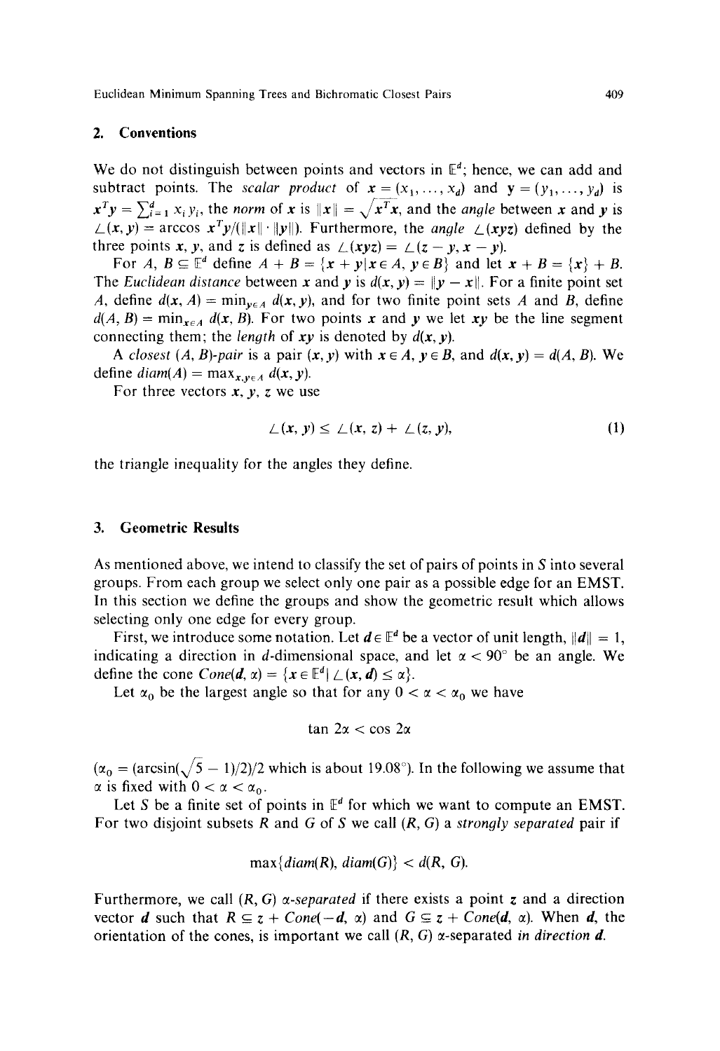## 2. Conventions

We do not distinguish between points and vectors in $\mathbb{E}^d$; hence, we can add and subtract points. The *scalar product* of $x = (x_1, \ldots, x_d)$ and $y = (y_1, \ldots, y_d)$ is $x^T y = \sum_{i=1}^{d} x_i y_i$, the *norm* of $x$ is $\|x\| = \sqrt{x^T x}$, and the *angle* between $x$ and $y$ is $\angle(x, y) = \arccos x^T y/(\|x\| \cdot \|y\|)$. Furthermore, the *angle* $\angle(xyz)$ defined by the three points $x$, $y$, and $z$ is defined as $\angle(xyz) = \angle(z - y, x - y)$.

For $A, B \subseteq \mathbb{E}^d$ define $A + B = \{x + y | x \in A, y \in B\}$ and let $x + B = \{x\} + B$. The *Euclidean distance* between $x$ and $y$ is $d(x, y) = \|y - x\|$. For a finite point set $A$, define $d(x, A) = \min_{y \in A} d(x, y)$, and for two finite point sets $A$ and $B$, define $d(A, B) = \min_{x \in A} d(x, B)$. For two points $x$ and $y$ we let $xy$ be the line segment connecting them; the *length* of $xy$ is denoted by $d(x, y)$.

A *closest* $(A, B)$-*pair* is a pair $(x, y)$ with $x \in A$, $y \in B$, and $d(x, y) = d(A, B)$. We define $diam(A) = \max_{x,y \in A} d(x, y)$.

For three vectors $x$, $y$, $z$ we use

$$\angle(x, y) \leq \angle(x, z) + \angle(z, y), \tag{1}$$

the triangle inequality for the angles they define.

## 3. Geometric Results

As mentioned above, we intend to classify the set of pairs of points in $S$ into several groups. From each group we select only one pair as a possible edge for an EMST. In this section we define the groups and show the geometric result which allows selecting only one edge for every group.

First, we introduce some notation. Let $d \in \mathbb{E}^d$ be a vector of unit length, $\|d\| = 1$, indicating a direction in $d$-dimensional space, and let $\alpha < 90°$ be an angle. We define the cone $Cone(d, \alpha) = \{x \in \mathbb{E}^d | \angle(x, d) \leq \alpha\}$.

Let $\alpha_0$ be the largest angle so that for any $0 < \alpha < \alpha_0$ we have

$$\tan 2\alpha < \cos 2\alpha$$

($\alpha_0 = (\arcsin(\sqrt{5} - 1)/2)/2$ which is about 19.08°). In the following we assume that $\alpha$ is fixed with $0 < \alpha < \alpha_0$.

Let $S$ be a finite set of points in $\mathbb{E}^d$ for which we want to compute an EMST. For two disjoint subsets $R$ and $G$ of $S$ we call $(R, G)$ a *strongly separated* pair if

$$\max\{diam(R), diam(G)\} < d(R, G).$$

Furthermore, we call $(R, G)$ $\alpha$-*separated* if there exists a point $z$ and a direction vector $d$ such that $R \subseteq z + Cone(-d, \alpha)$ and $G \subseteq z + Cone(d, \alpha)$. When $d$, the orientation of the cones, is important we call $(R, G)$ $\alpha$-separated *in direction* $d$.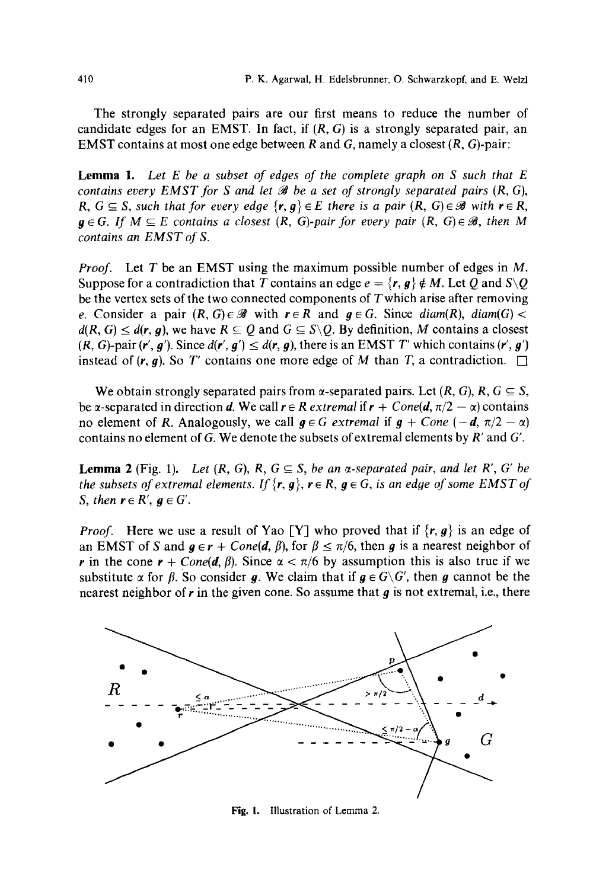The strongly separated pairs are our first means to reduce the number of candidate edges for an EMST. In fact, if $(R, G)$ is a strongly separated pair, an EMST contains at most one edge between $R$ and $G$, namely a closest $(R, G)$-pair:

**Lemma 1.** *Let $E$ be a subset of edges of the complete graph on $S$ such that $E$ contains every EMST for $S$ and let $\mathscr{B}$ be a set of strongly separated pairs $(R, G)$, $R, G \subseteq S$, such that for every edge $\{r, g\} \in E$ there is a pair $(R, G) \in \mathscr{B}$ with $r \in R$, $g \in G$. If $M \subseteq E$ contains a closest $(R, G)$-pair for every pair $(R, G) \in \mathscr{B}$, then $M$ contains an EMST of $S$.*

*Proof.* Let $T$ be an EMST using the maximum possible number of edges in $M$. Suppose for a contradiction that $T$ contains an edge $e = \{r, g\} \notin M$. Let $Q$ and $S \backslash Q$ be the vertex sets of the two connected components of $T$ which arise after removing $e$. Consider a pair $(R, G) \in \mathscr{B}$ with $r \in R$ and $g \in G$. Since $diam(R)$, $diam(G) < d(R, G) \leq d(r, g)$, we have $R \subseteq Q$ and $G \subseteq S \backslash Q$. By definition, $M$ contains a closest $(R, G)$-pair $(r', g')$. Since $d(r', g') \leq d(r, g)$, there is an EMST $T'$ which contains $(r', g')$ instead of $(r, g)$. So $T'$ contains one more edge of $M$ than $T$, a contradiction. $\square$

We obtain strongly separated pairs from $\alpha$-separated pairs. Let $(R, G)$, $R, G \subseteq S$, be $\alpha$-separated in direction $\mathbf{d}$. We call $r \in R$ *extremal* if $r + Cone(\mathbf{d}, \pi/2 - \alpha)$ contains no element of $R$. Analogously, we call $g \in G$ *extremal* if $g + Cone(-\mathbf{d}, \pi/2 - \alpha)$ contains no element of $G$. We denote the subsets of extremal elements by $R'$ and $G'$.

**Lemma 2** (Fig. 1). *Let $(R, G)$, $R, G \subseteq S$, be an $\alpha$-separated pair, and let $R'$, $G'$ be the subsets of extremal elements. If $\{r, g\}$, $r \in R$, $g \in G$, is an edge of some EMST of $S$, then $r \in R'$, $g \in G'$.*

*Proof.* Here we use a result of Yao [Y] who proved that if $\{r, g\}$ is an edge of an EMST of $S$ and $g \in r + Cone(\mathbf{d}, \beta)$, for $\beta \leq \pi/6$, then $g$ is a nearest neighbor of $r$ in the cone $r + Cone(\mathbf{d}, \beta)$. Since $\alpha < \pi/6$ by assumption this is also true if we substitute $\alpha$ for $\beta$. So consider $g$. We claim that if $g \in G \backslash G'$, then $g$ cannot be the nearest neighbor of $r$ in the given cone. So assume that $g$ is not extremal, i.e., there

R
r
$\leq \alpha$
p
$> \pi/2$
d
$\leq \pi/2 - \alpha$
g
G

Fig. 1. Illustration of Lemma 2.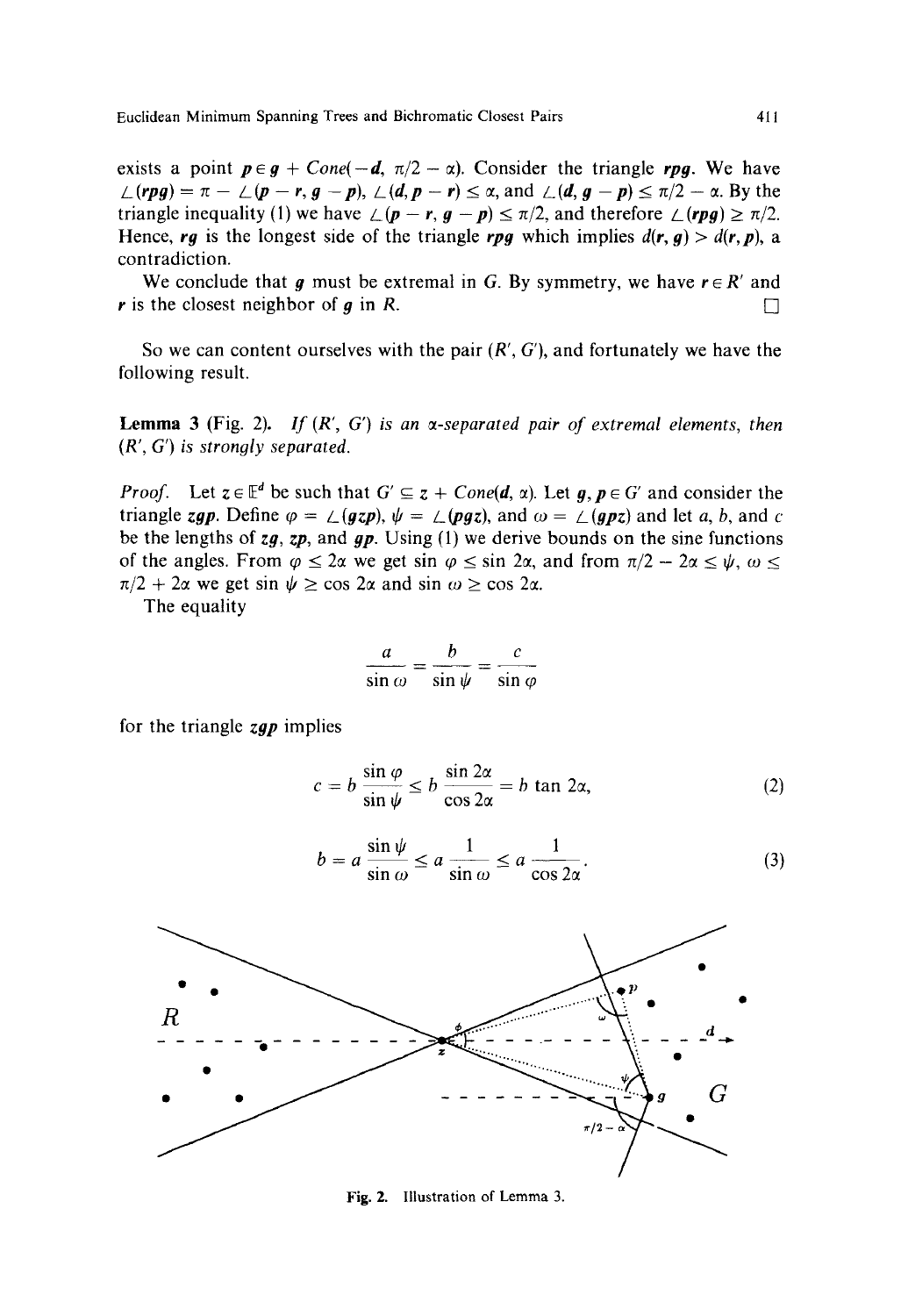exists a point $p \in g + Cone(-d, \pi/2 - \alpha)$. Consider the triangle $rpg$. We have $\angle(rpg) = \pi - \angle(p - r, g - p)$, $\angle(d, p - r) \leq \alpha$, and $\angle(d, g - p) \leq \pi/2 - \alpha$. By the triangle inequality (1) we have $\angle(p - r, g - p) \leq \pi/2$, and therefore $\angle(rpg) \geq \pi/2$. Hence, $rg$ is the longest side of the triangle $rpg$ which implies $d(r, g) > d(r, p)$, a contradiction.

We conclude that $g$ must be extremal in $G$. By symmetry, we have $r \in R'$ and $r$ is the closest neighbor of $g$ in $R$. □

So we can content ourselves with the pair $(R', G')$, and fortunately we have the following result.

**Lemma 3** (Fig. 2). *If $(R', G')$ is an $\alpha$-separated pair of extremal elements, then $(R', G')$ is strongly separated.*

*Proof.* Let $z \in \mathbb{E}^d$ be such that $G' \subseteq z + Cone(d, \alpha)$. Let $g, p \in G'$ and consider the triangle $zgp$. Define $\varphi = \angle(gzp)$, $\psi = \angle(pgz)$, and $\omega = \angle(gpz)$ and let $a$, $b$, and $c$ be the lengths of $zg$, $zp$, and $gp$. Using (1) we derive bounds on the sine functions of the angles. From $\varphi \leq 2\alpha$ we get $\sin \varphi \leq \sin 2\alpha$, and from $\pi/2 - 2\alpha \leq \psi$, $\omega \leq \pi/2 + 2\alpha$ we get $\sin \psi \geq \cos 2\alpha$ and $\sin \omega \geq \cos 2\alpha$.

The equality

$$\frac{a}{\sin \omega} = \frac{b}{\sin \psi} = \frac{c}{\sin \varphi}$$

for the triangle $zgp$ implies

$$c = b \frac{\sin \varphi}{\sin \psi} \leq b \frac{\sin 2\alpha}{\cos 2\alpha} = b \tan 2\alpha, \tag{2}$$

$$b = a \frac{\sin \psi}{\sin \omega} \leq a \frac{1}{\sin \omega} \leq a \frac{1}{\cos 2\alpha}. \tag{3}$$

R

G

d

z

p

g

$\phi$

$\omega$

$\psi$

$\pi/2 - \alpha$

Fig. 2. Illustration of Lemma 3.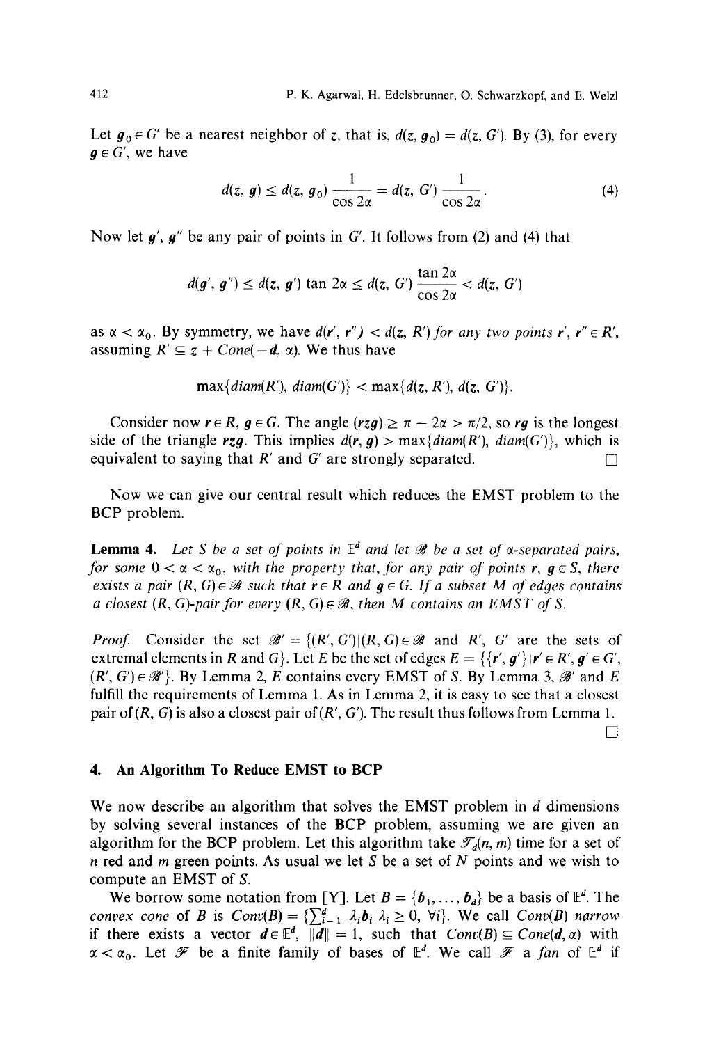Let $g_0 \in G'$ be a nearest neighbor of $z$, that is, $d(z, g_0) = d(z, G')$. By (3), for every $g \in G'$, we have

$$d(z, g) \leq d(z, g_0) \frac{1}{\cos 2\alpha} = d(z, G') \frac{1}{\cos 2\alpha}. \tag{4}$$

Now let $g'$, $g''$ be any pair of points in $G'$. It follows from (2) and (4) that

$$d(g', g'') \leq d(z, g') \tan 2\alpha \leq d(z, G') \frac{\tan 2\alpha}{\cos 2\alpha} < d(z, G')$$

as $\alpha < \alpha_0$. By symmetry, we have $d(r', r'') < d(z, R')$ *for any two points* $r', r'' \in R'$, assuming $R' \subseteq z + Cone(-d, \alpha)$. We thus have

$$\max\{diam(R'), diam(G')\} < \max\{d(z, R'), d(z, G')\}.$$

Consider now $r \in R$, $g \in G$. The angle $(rzg) \geq \pi - 2\alpha > \pi/2$, so $rg$ is the longest side of the triangle $rzg$. This implies $d(r, g) > \max\{diam(R'), diam(G')\}$, which is equivalent to saying that $R'$ and $G'$ are strongly separated. □

Now we can give our central result which reduces the EMST problem to the BCP problem.

**Lemma 4.** *Let $S$ be a set of points in $\mathbb{E}^d$ and let $\mathscr{B}$ be a set of $\alpha$-separated pairs, for some $0 < \alpha < \alpha_0$, with the property that, for any pair of points $r$, $g \in S$, there exists a pair $(R, G) \in \mathscr{B}$ such that $r \in R$ and $g \in G$. If a subset $M$ of edges contains a closest $(R, G)$-pair for every $(R, G) \in \mathscr{B}$, then $M$ contains an EMST of $S$.*

*Proof.* Consider the set $\mathscr{B}' = \{(R', G') | (R, G) \in \mathscr{B}$ and $R'$, $G'$ are the sets of extremal elements in $R$ and $G\}$. Let $E$ be the set of edges $E = \{\{r', g'\} | r' \in R', g' \in G', (R', G') \in \mathscr{B}'\}$. By Lemma 2, $E$ contains every EMST of $S$. By Lemma 3, $\mathscr{B}'$ and $E$ fulfill the requirements of Lemma 1. As in Lemma 2, it is easy to see that a closest pair of $(R, G)$ is also a closest pair of $(R', G')$. The result thus follows from Lemma 1. □

## 4. An Algorithm To Reduce EMST to BCP

We now describe an algorithm that solves the EMST problem in $d$ dimensions by solving several instances of the BCP problem, assuming we are given an algorithm for the BCP problem. Let this algorithm take $\mathscr{T}_d(n, m)$ time for a set of $n$ red and $m$ green points. As usual we let $S$ be a set of $N$ points and we wish to compute an EMST of $S$.

We borrow some notation from [Y]. Let $B = \{b_1, \ldots, b_d\}$ be a basis of $\mathbb{E}^d$. The *convex cone* of $B$ is $Conv(B) = \{\sum_{i=1}^{d} \lambda_i b_i | \lambda_i \geq 0, \forall i\}$. We call $Conv(B)$ *narrow* if there exists a vector $d \in \mathbb{E}^d$, $\|d\| = 1$, such that $Conv(B) \subseteq Cone(d, \alpha)$ with $\alpha < \alpha_0$. Let $\mathscr{F}$ be a finite family of bases of $\mathbb{E}^d$. We call $\mathscr{F}$ *a fan* of $\mathbb{E}^d$ if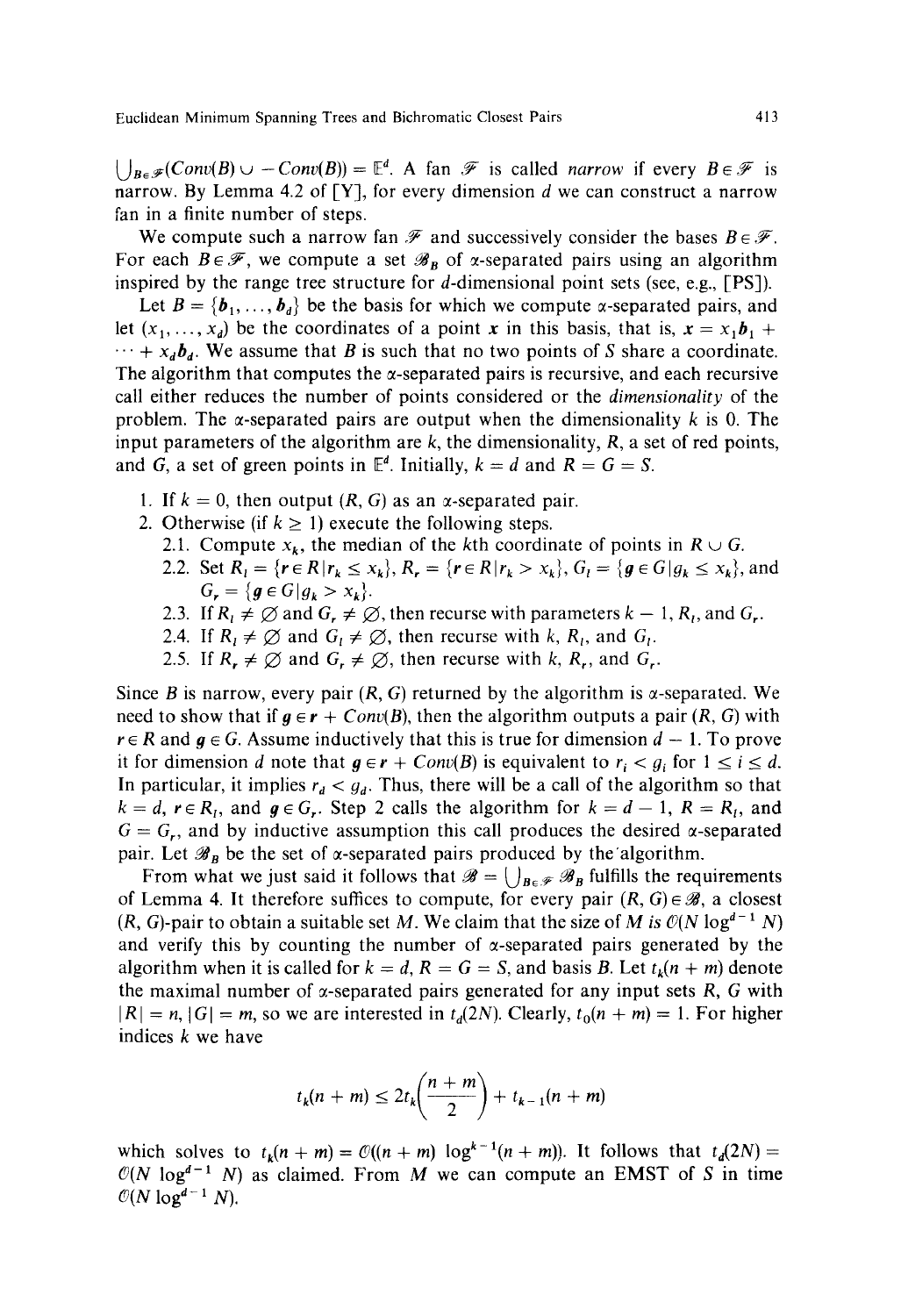$\bigcup_{B \in \mathcal{F}}(Conv(B) \cup -Conv(B)) = \mathbb{E}^d$. A fan $\mathcal{F}$ is called *narrow* if every $B \in \mathcal{F}$ is narrow. By Lemma 4.2 of [Y], for every dimension $d$ we can construct a narrow fan in a finite number of steps.

We compute such a narrow fan $\mathcal{F}$ and successively consider the bases $B \in \mathcal{F}$. For each $B \in \mathcal{F}$, we compute a set $\mathcal{B}_B$ of $\alpha$-separated pairs using an algorithm inspired by the range tree structure for $d$-dimensional point sets (see, e.g., [PS]).

Let $B = \{\boldsymbol{b}_1, \ldots, \boldsymbol{b}_d\}$ be the basis for which we compute $\alpha$-separated pairs, and let $(x_1, \ldots, x_d)$ be the coordinates of a point $\boldsymbol{x}$ in this basis, that is, $\boldsymbol{x} = x_1\boldsymbol{b}_1 + \cdots + x_d\boldsymbol{b}_d$. We assume that $B$ is such that no two points of $S$ share a coordinate. The algorithm that computes the $\alpha$-separated pairs is recursive, and each recursive call either reduces the number of points considered or the *dimensionality* of the problem. The $\alpha$-separated pairs are output when the dimensionality $k$ is 0. The input parameters of the algorithm are $k$, the dimensionality, $R$, a set of red points, and $G$, a set of green points in $\mathbb{E}^d$. Initially, $k = d$ and $R = G = S$.

1. If $k = 0$, then output $(R, G)$ as an $\alpha$-separated pair.
2. Otherwise (if $k \geq 1$) execute the following steps.
   2.1. Compute $x_k$, the median of the $k$th coordinate of points in $R \cup G$.
   2.2. Set $R_l = \{\boldsymbol{r} \in R \mid r_k \leq x_k\}$, $R_r = \{\boldsymbol{r} \in R \mid r_k > x_k\}$, $G_l = \{\boldsymbol{g} \in G \mid g_k \leq x_k\}$, and $G_r = \{\boldsymbol{g} \in G \mid g_k > x_k\}$.
   2.3. If $R_l \neq \emptyset$ and $G_r \neq \emptyset$, then recurse with parameters $k - 1$, $R_l$, and $G_r$.
   2.4. If $R_l \neq \emptyset$ and $G_l \neq \emptyset$, then recurse with $k$, $R_l$, and $G_l$.
   2.5. If $R_r \neq \emptyset$ and $G_r \neq \emptyset$, then recurse with $k$, $R_r$, and $G_r$.

Since $B$ is narrow, every pair $(R, G)$ returned by the algorithm is $\alpha$-separated. We need to show that if $\boldsymbol{g} \in \boldsymbol{r} + Conv(B)$, then the algorithm outputs a pair $(R, G)$ with $\boldsymbol{r} \in R$ and $\boldsymbol{g} \in G$. Assume inductively that this is true for dimension $d - 1$. To prove it for dimension $d$ note that $\boldsymbol{g} \in \boldsymbol{r} + Conv(B)$ is equivalent to $r_i < g_i$ for $1 \leq i \leq d$. In particular, it implies $r_d < g_d$. Thus, there will be a call of the algorithm so that $k = d$, $\boldsymbol{r} \in R_l$, and $\boldsymbol{g} \in G_r$. Step 2 calls the algorithm for $k = d - 1$, $R = R_l$, and $G = G_r$, and by inductive assumption this call produces the desired $\alpha$-separated pair. Let $\mathcal{B}_B$ be the set of $\alpha$-separated pairs produced by the algorithm.

From what we just said it follows that $\mathcal{B} = \bigcup_{B \in \mathcal{F}} \mathcal{B}_B$ fulfills the requirements of Lemma 4. It therefore suffices to compute, for every pair $(R, G) \in \mathcal{B}$, a closest $(R, G)$-pair to obtain a suitable set $M$. We claim that the size of $M$ *is* $\mathcal{O}(N \log^{d-1} N)$ and verify this by counting the number of $\alpha$-separated pairs generated by the algorithm when it is called for $k = d$, $R = G = S$, and basis $B$. Let $t_k(n + m)$ denote the maximal number of $\alpha$-separated pairs generated for any input sets $R$, $G$ with $|R| = n$, $|G| = m$, so we are interested in $t_d(2N)$. Clearly, $t_0(n + m) = 1$. For higher indices $k$ we have

$$t_k(n + m) \leq 2t_k\left(\frac{n + m}{2}\right) + t_{k-1}(n + m)$$

which solves to $t_k(n + m) = \mathcal{O}((n + m) \log^{k-1}(n + m))$. It follows that $t_d(2N) = \mathcal{O}(N \log^{d-1} N)$ as claimed. From $M$ we can compute an EMST of $S$ in time $\mathcal{O}(N \log^{d-1} N)$.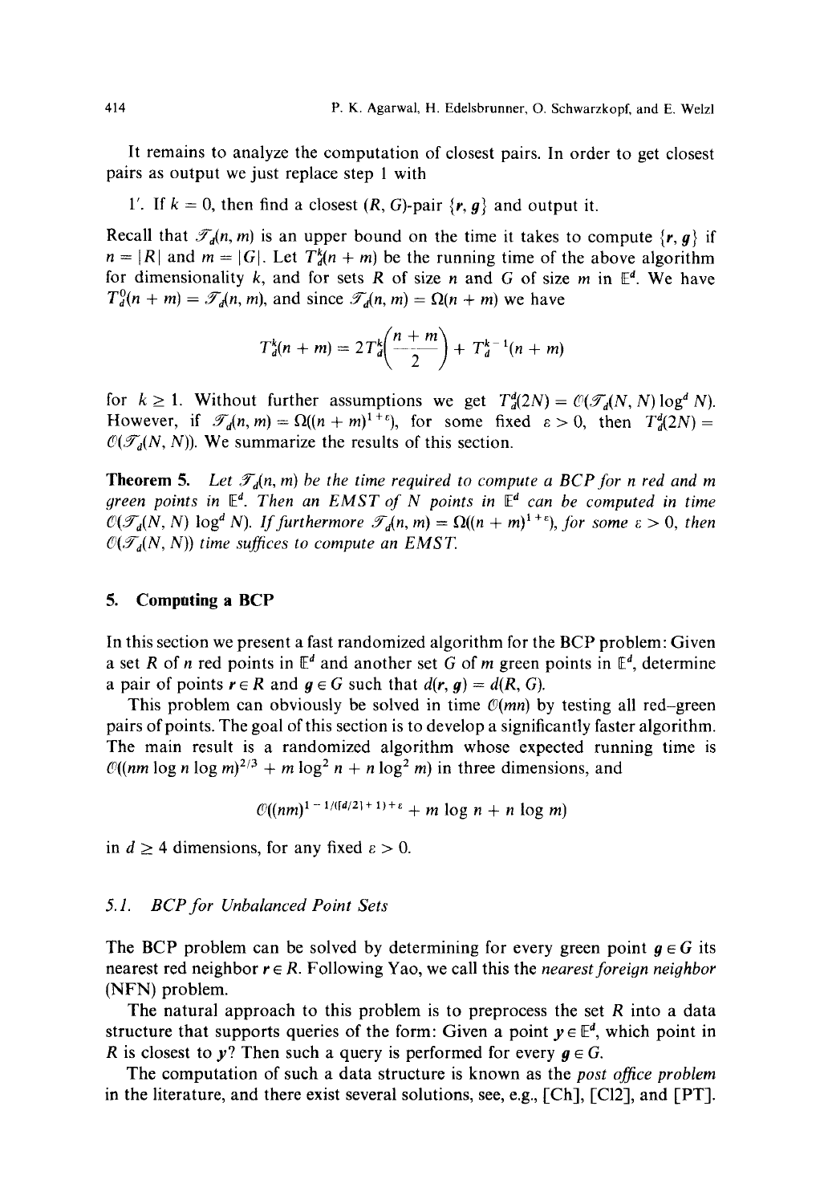It remains to analyze the computation of closest pairs. In order to get closest pairs as output we just replace step 1 with

1'. If $k = 0$, then find a closest $(R, G)$-pair $\{\mathbf{r}, \mathbf{g}\}$ and output it.

Recall that $\mathcal{T}_d(n, m)$ is an upper bound on the time it takes to compute $\{\mathbf{r}, \mathbf{g}\}$ if $n = |R|$ and $m = |G|$. Let $T_d^k(n + m)$ be the running time of the above algorithm for dimensionality $k$, and for sets $R$ of size $n$ and $G$ of size $m$ in $\mathbb{E}^d$. We have $T_d^0(n + m) = \mathcal{T}_d(n, m)$, and since $\mathcal{T}_d(n, m) = \Omega(n + m)$ we have

$$T_d^k(n + m) = 2T_d^k\left(\frac{n + m}{2}\right) + T_d^{k-1}(n + m)$$

for $k \geq 1$. Without further assumptions we get $T_d^d(2N) = \mathcal{O}(\mathcal{T}_d(N, N) \log^d N)$. However, if $\mathcal{T}_d(n, m) = \Omega((n + m)^{1+\varepsilon})$, for some fixed $\varepsilon > 0$, then $T_d^d(2N) = \mathcal{O}(\mathcal{T}_d(N, N))$. We summarize the results of this section.

**Theorem 5.** *Let $\mathcal{T}_d(n, m)$ be the time required to compute a BCP for $n$ red and $m$ green points in $\mathbb{E}^d$. Then an EMST of $N$ points in $\mathbb{E}^d$ can be computed in time $\mathcal{O}(\mathcal{T}_d(N, N) \log^d N)$. If furthermore $\mathcal{T}_d(n, m) = \Omega((n + m)^{1+\varepsilon})$, for some $\varepsilon > 0$, then $\mathcal{O}(\mathcal{T}_d(N, N))$ time suffices to compute an EMST.*

## 5. Computing a BCP

In this section we present a fast randomized algorithm for the BCP problem: Given a set $R$ of $n$ red points in $\mathbb{E}^d$ and another set $G$ of $m$ green points in $\mathbb{E}^d$, determine a pair of points $\mathbf{r} \in R$ and $\mathbf{g} \in G$ such that $d(\mathbf{r}, \mathbf{g}) = d(R, G)$.

This problem can obviously be solved in time $\mathcal{O}(mn)$ by testing all red–green pairs of points. The goal of this section is to develop a significantly faster algorithm. The main result is a randomized algorithm whose expected running time is $\mathcal{O}((nm \log n \log m)^{2/3} + m \log^2 n + n \log^2 m)$ in three dimensions, and

$$\mathcal{O}((nm)^{1 - 1/(\lceil d/2 \rceil + 1) + \varepsilon} + m \log n + n \log m)$$

in $d \geq 4$ dimensions, for any fixed $\varepsilon > 0$.

### 5.1. BCP for Unbalanced Point Sets

The BCP problem can be solved by determining for every green point $\mathbf{g} \in G$ its nearest red neighbor $\mathbf{r} \in R$. Following Yao, we call this the *nearest foreign neighbor* (NFN) problem.

The natural approach to this problem is to preprocess the set $R$ into a data structure that supports queries of the form: Given a point $\mathbf{y} \in \mathbb{E}^d$, which point in $R$ is closest to $\mathbf{y}$? Then such a query is performed for every $\mathbf{g} \in G$.

The computation of such a data structure is known as the *post office problem* in the literature, and there exist several solutions, see, e.g., [Ch], [Cl2], and [PT].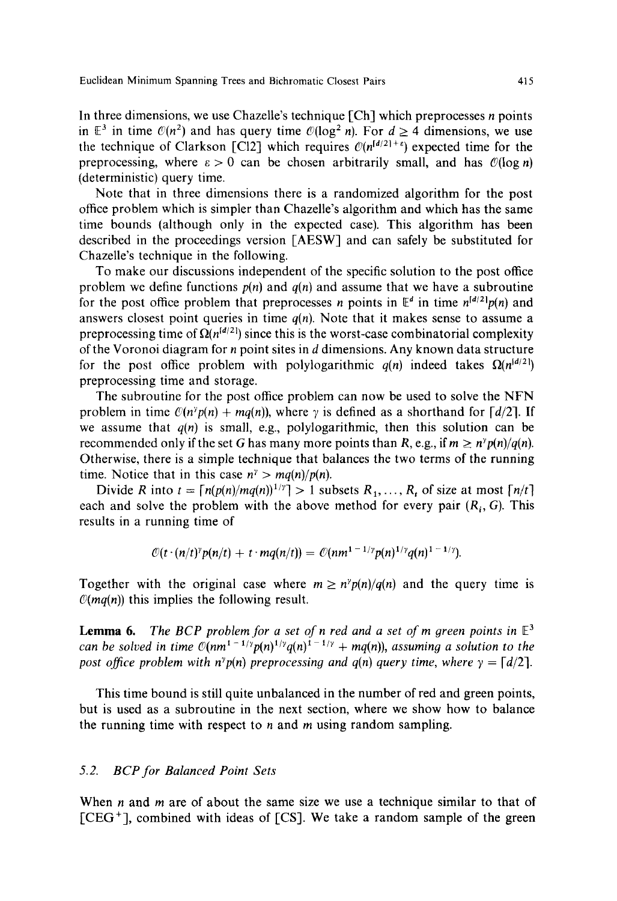In three dimensions, we use Chazelle's technique [Ch] which preprocesses $n$ points in $\mathbb{E}^3$ in time $\mathcal{O}(n^2)$ and has query time $\mathcal{O}(\log^2 n)$. For $d \geq 4$ dimensions, we use the technique of Clarkson [Cl2] which requires $\mathcal{O}(n^{\lceil d/2 \rceil + \varepsilon})$ expected time for the preprocessing, where $\varepsilon > 0$ can be chosen arbitrarily small, and has $\mathcal{O}(\log n)$ (deterministic) query time.

Note that in three dimensions there is a randomized algorithm for the post office problem which is simpler than Chazelle's algorithm and which has the same time bounds (although only in the expected case). This algorithm has been described in the proceedings version [AESW] and can safely be substituted for Chazelle's technique in the following.

To make our discussions independent of the specific solution to the post office problem we define functions $p(n)$ and $q(n)$ and assume that we have a subroutine for the post office problem that preprocesses $n$ points in $\mathbb{E}^d$ in time $n^{\lceil d/2 \rceil}p(n)$ and answers closest point queries in time $q(n)$. Note that it makes sense to assume a preprocessing time of $\Omega(n^{\lceil d/2 \rceil})$ since this is the worst-case combinatorial complexity of the Voronoi diagram for $n$ point sites in $d$ dimensions. Any known data structure for the post office problem with polylogarithmic $q(n)$ indeed takes $\Omega(n^{\lceil d/2 \rceil})$ preprocessing time and storage.

The subroutine for the post office problem can now be used to solve the NFN problem in time $\mathcal{O}(n^\gamma p(n) + mq(n))$, where $\gamma$ is defined as a shorthand for $\lceil d/2 \rceil$. If we assume that $q(n)$ is small, e.g., polylogarithmic, then this solution can be recommended only if the set $G$ has many more points than $R$, e.g., if $m \geq n^\gamma p(n)/q(n)$. Otherwise, there is a simple technique that balances the two terms of the running time. Notice that in this case $n^\gamma > mq(n)/p(n)$.

Divide $R$ into $t = \lceil n(p(n)/mq(n))^{1/\gamma} \rceil > 1$ subsets $R_1, \ldots, R_t$ of size at most $\lceil n/t \rceil$ each and solve the problem with the above method for every pair $(R_i, G)$. This results in a running time of

$$\mathcal{O}(t \cdot (n/t)^\gamma p(n/t) + t \cdot mq(n/t)) = \mathcal{O}(nm^{1-1/\gamma}p(n)^{1/\gamma}q(n)^{1-1/\gamma}).$$

Together with the original case where $m \geq n^\gamma p(n)/q(n)$ and the query time is $\mathcal{O}(mq(n))$ this implies the following result.

**Lemma 6.** *The BCP problem for a set of $n$ red and a set of $m$ green points in $\mathbb{E}^3$ can be solved in time $\mathcal{O}(nm^{1-1/\gamma}p(n)^{1/\gamma}q(n)^{1-1/\gamma} + mq(n))$, assuming a solution to the post office problem with $n^\gamma p(n)$ preprocessing and $q(n)$ query time, where $\gamma = \lceil d/2 \rceil$.*

This time bound is still quite unbalanced in the number of red and green points, but is used as a subroutine in the next section, where we show how to balance the running time with respect to $n$ and $m$ using random sampling.

### 5.2. BCP for Balanced Point Sets

When $n$ and $m$ are of about the same size we use a technique similar to that of [CEG+], combined with ideas of [CS]. We take a random sample of the green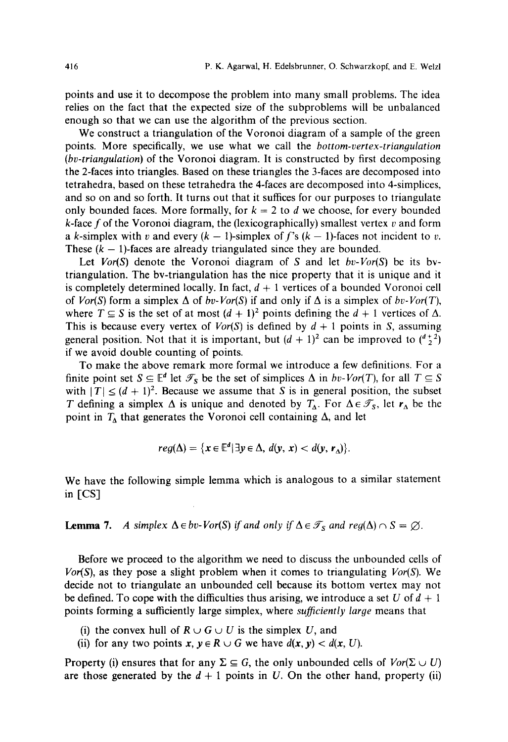points and use it to decompose the problem into many small problems. The idea relies on the fact that the expected size of the subproblems will be unbalanced enough so that we can use the algorithm of the previous section.

We construct a triangulation of the Voronoi diagram of a sample of the green points. More specifically, we use what we call the *bottom-vertex-triangulation* (*bv-triangulation*) of the Voronoi diagram. It is constructed by first decomposing the 2-faces into triangles. Based on these triangles the 3-faces are decomposed into tetrahedra, based on these tetrahedra the 4-faces are decomposed into 4-simplices, and so on and so forth. It turns out that it suffices for our purposes to triangulate only bounded faces. More formally, for $k = 2$ to $d$ we choose, for every bounded $k$-face $f$ of the Voronoi diagram, the (lexicographically) smallest vertex $v$ and form a $k$-simplex with $v$ and every $(k-1)$-simplex of $f$'s $(k-1)$-faces not incident to $v$. These $(k-1)$-faces are already triangulated since they are bounded.

Let $Vor(S)$ denote the Voronoi diagram of $S$ and let $bv\text{-}Vor(S)$ be its bv-triangulation. The bv-triangulation has the nice property that it is unique and it is completely determined locally. In fact, $d+1$ vertices of a bounded Voronoi cell of $Vor(S)$ form a simplex $\Delta$ of $bv\text{-}Vor(S)$ if and only if $\Delta$ is a simplex of $bv\text{-}Vor(T)$, where $T \subseteq S$ is the set of at most $(d+1)^2$ points defining the $d+1$ vertices of $\Delta$. This is because every vertex of $Vor(S)$ is defined by $d+1$ points in $S$, assuming general position. Not that it is important, but $(d+1)^2$ can be improved to $\binom{d+2}{2}$ if we avoid double counting of points.

To make the above remark more formal we introduce a few definitions. For a finite point set $S \subseteq \mathbb{E}^d$ let $\mathscr{T}_S$ be the set of simplices $\Delta$ in $bv\text{-}Vor(T)$, for all $T \subseteq S$ with $|T| \leq (d+1)^2$. Because we assume that $S$ is in general position, the subset $T$ defining a simplex $\Delta$ is unique and denoted by $T_\Delta$. For $\Delta \in \mathscr{T}_S$, let $r_\Delta$ be the point in $T_\Delta$ that generates the Voronoi cell containing $\Delta$, and let

$$reg(\Delta) = \{x \in \mathbb{E}^d \mid \exists y \in \Delta,\ d(y, x) < d(y, r_\Delta)\}.$$

We have the following simple lemma which is analogous to a similar statement in [CS]

**Lemma 7.** *A simplex $\Delta \in bv\text{-}Vor(S)$ if and only if $\Delta \in \mathscr{T}_S$ and $reg(\Delta) \cap S = \varnothing$.*

Before we proceed to the algorithm we need to discuss the unbounded cells of $Vor(S)$, as they pose a slight problem when it comes to triangulating $Vor(S)$. We decide not to triangulate an unbounded cell because its bottom vertex may not be defined. To cope with the difficulties thus arising, we introduce a set $U$ of $d+1$ points forming a sufficiently large simplex, where *sufficiently large* means that

(i) the convex hull of $R \cup G \cup U$ is the simplex $U$, and
(ii) for any two points $x, y \in R \cup G$ we have $d(x, y) < d(x, U)$.

Property (i) ensures that for any $\Sigma \subseteq G$, the only unbounded cells of $Vor(\Sigma \cup U)$ are those generated by the $d+1$ points in $U$. On the other hand, property (ii)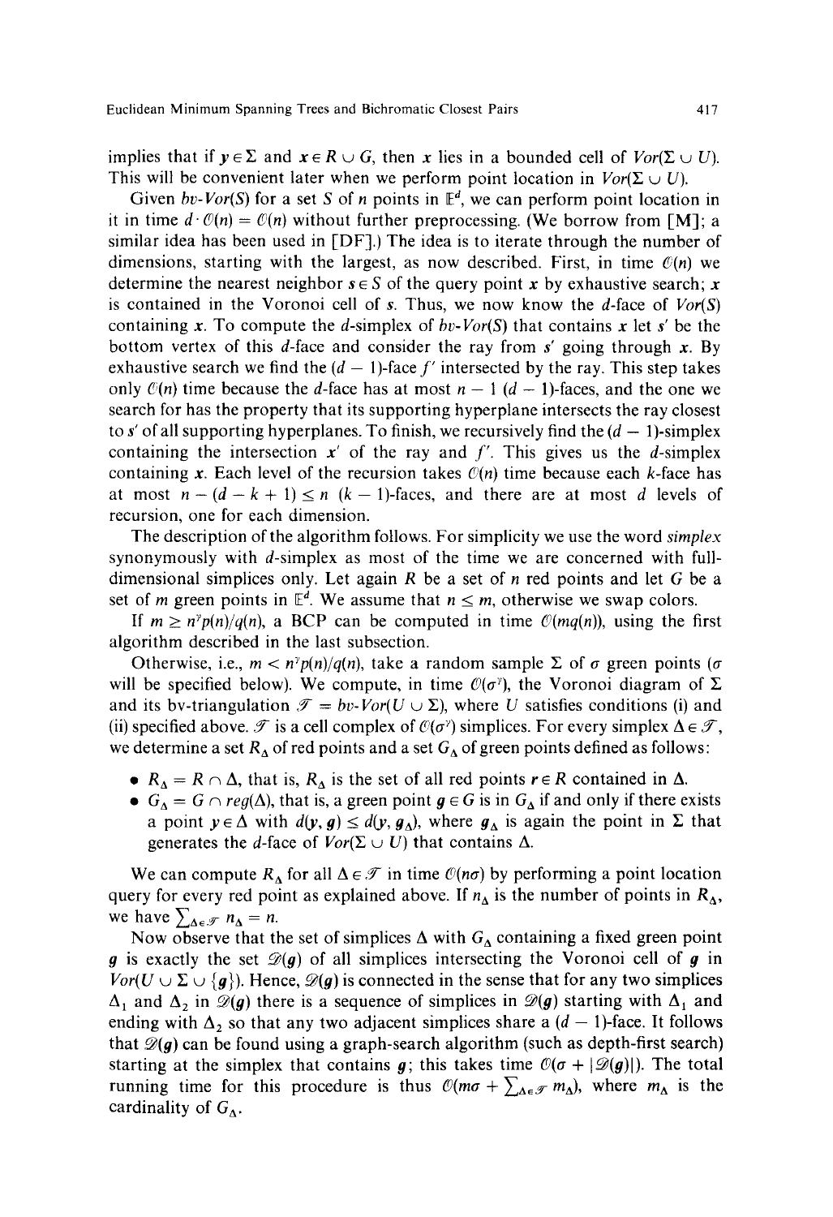implies that if $y \in \Sigma$ and $x \in R \cup G$, then $x$ lies in a bounded cell of $Vor(\Sigma \cup U)$. This will be convenient later when we perform point location in $Vor(\Sigma \cup U)$.

Given $bv\text{-}Vor(S)$ for a set $S$ of $n$ points in $\mathbb{E}^d$, we can perform point location in it in time $d \cdot \mathcal{O}(n) = \mathcal{O}(n)$ without further preprocessing. (We borrow from [M]; a similar idea has been used in [DF].) The idea is to iterate through the number of dimensions, starting with the largest, as now described. First, in time $\mathcal{O}(n)$ we determine the nearest neighbor $s \in S$ of the query point $x$ by exhaustive search; $x$ is contained in the Voronoi cell of $s$. Thus, we now know the $d$-face of $Vor(S)$ containing $x$. To compute the $d$-simplex of $bv\text{-}Vor(S)$ that contains $x$ let $s'$ be the bottom vertex of this $d$-face and consider the ray from $s'$ going through $x$. By exhaustive search we find the $(d-1)$-face $f'$ intersected by the ray. This step takes only $\mathcal{O}(n)$ time because the $d$-face has at most $n-1$ $(d-1)$-faces, and the one we search for has the property that its supporting hyperplane intersects the ray closest to $s'$ of all supporting hyperplanes. To finish, we recursively find the $(d-1)$-simplex containing the intersection $x'$ of the ray and $f'$. This gives us the $d$-simplex containing $x$. Each level of the recursion takes $\mathcal{O}(n)$ time because each $k$-face has at most $n - (d - k + 1) \leq n$ $(k-1)$-faces, and there are at most $d$ levels of recursion, one for each dimension.

The description of the algorithm follows. For simplicity we use the word *simplex* synonymously with $d$-simplex as most of the time we are concerned with full-dimensional simplices only. Let again $R$ be a set of $n$ red points and let $G$ be a set of $m$ green points in $\mathbb{E}^d$. We assume that $n \leq m$, otherwise we swap colors.

If $m \geq n^\gamma p(n)/q(n)$, a BCP can be computed in time $\mathcal{O}(mq(n))$, using the first algorithm described in the last subsection.

Otherwise, i.e., $m < n^\gamma p(n)/q(n)$, take a random sample $\Sigma$ of $\sigma$ green points ($\sigma$ will be specified below). We compute, in time $\mathcal{O}(\sigma^\gamma)$, the Voronoi diagram of $\Sigma$ and its bv-triangulation $\mathcal{T} = bv\text{-}Vor(U \cup \Sigma)$, where $U$ satisfies conditions (i) and (ii) specified above. $\mathcal{T}$ is a cell complex of $\mathcal{O}(\sigma^\gamma)$ simplices. For every simplex $\Delta \in \mathcal{T}$, we determine a set $R_\Delta$ of red points and a set $G_\Delta$ of green points defined as follows:

- $R_\Delta = R \cap \Delta$, that is, $R_\Delta$ is the set of all red points $r \in R$ contained in $\Delta$.
- $G_\Delta = G \cap reg(\Delta)$, that is, a green point $g \in G$ is in $G_\Delta$ if and only if there exists a point $y \in \Delta$ with $d(y, g) \leq d(y, g_\Delta)$, where $g_\Delta$ is again the point in $\Sigma$ that generates the $d$-face of $Vor(\Sigma \cup U)$ that contains $\Delta$.

We can compute $R_\Delta$ for all $\Delta \in \mathcal{T}$ in time $\mathcal{O}(n\sigma)$ by performing a point location query for every red point as explained above. If $n_\Delta$ is the number of points in $R_\Delta$, we have $\sum_{\Delta \in \mathcal{T}} n_\Delta = n$.

Now observe that the set of simplices $\Delta$ with $G_\Delta$ containing a fixed green point $g$ is exactly the set $\mathcal{D}(g)$ of all simplices intersecting the Voronoi cell of $g$ in $Vor(U \cup \Sigma \cup \{g\})$. Hence, $\mathcal{D}(g)$ is connected in the sense that for any two simplices $\Delta_1$ and $\Delta_2$ in $\mathcal{D}(g)$ there is a sequence of simplices in $\mathcal{D}(g)$ starting with $\Delta_1$ and ending with $\Delta_2$ so that any two adjacent simplices share a $(d-1)$-face. It follows that $\mathcal{D}(g)$ can be found using a graph-search algorithm (such as depth-first search) starting at the simplex that contains $g$; this takes time $\mathcal{O}(\sigma + |\mathcal{D}(g)|)$. The total running time for this procedure is thus $\mathcal{O}(m\sigma + \sum_{\Delta \in \mathcal{T}} m_\Delta)$, where $m_\Delta$ is the cardinality of $G_\Delta$.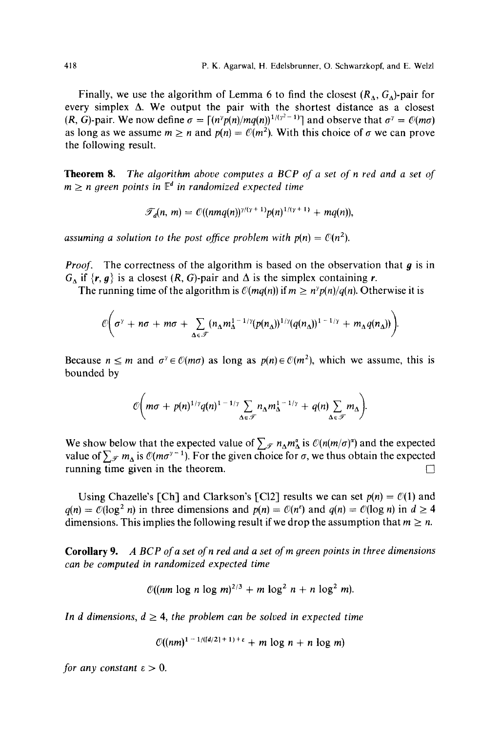Finally, we use the algorithm of Lemma 6 to find the closest $(R_\Delta, G_\Delta)$-pair for every simplex $\Delta$. We output the pair with the shortest distance as a closest $(R, G)$-pair. We now define $\sigma = \lceil (n^\gamma p(n)/mq(n))^{1/(\gamma^2 - 1)} \rceil$ and observe that $\sigma^\gamma = \mathcal{O}(m\sigma)$ as long as we assume $m \geq n$ and $p(n) = \mathcal{O}(m^2)$. With this choice of $\sigma$ we can prove the following result.

**Theorem 8.** *The algorithm above computes a BCP of a set of n red and a set of $m \geq n$ green points in $\mathbb{E}^d$ in randomized expected time*

$$\mathcal{T}_d(n, m) = \mathcal{O}((nmq(n))^{\gamma/(\gamma+1)} p(n)^{1/(\gamma+1)} + mq(n)),$$

*assuming a solution to the post office problem with $p(n) = \mathcal{O}(n^2)$.*

*Proof.* The correctness of the algorithm is based on the observation that $\boldsymbol{g}$ is in $G_\Delta$ if $\{\boldsymbol{r}, \boldsymbol{g}\}$ is a closest $(R, G)$-pair and $\Delta$ is the simplex containing $\boldsymbol{r}$.

The running time of the algorithm is $\mathcal{O}(mq(n))$ if $m \geq n^\gamma p(n)/q(n)$. Otherwise it is

$$\mathcal{O}\left(\sigma^\gamma + n\sigma + m\sigma + \sum_{\Delta \in \mathcal{T}} (n_\Delta m_\Delta^{1-1/\gamma} (p(n_\Delta))^{1/\gamma} (q(n_\Delta))^{1-1/\gamma} + m_\Delta q(n_\Delta))\right).$$

Because $n \leq m$ and $\sigma^\gamma \in \mathcal{O}(m\sigma)$ as long as $p(n) \in \mathcal{O}(m^2)$, which we assume, this is bounded by

$$\mathcal{O}\left(m\sigma + p(n)^{1/\gamma} q(n)^{1-1/\gamma} \sum_{\Delta \in \mathcal{T}} n_\Delta m_\Delta^{1-1/\gamma} + q(n) \sum_{\Delta \in \mathcal{T}} m_\Delta\right).$$

We show below that the expected value of $\sum_{\mathcal{T}} n_\Delta m_\Delta^\alpha$ is $\mathcal{O}(n(m/\sigma)^\alpha)$ and the expected value of $\sum_{\mathcal{T}} m_\Delta$ is $\mathcal{O}(m\sigma^{\gamma-1})$. For the given choice for $\sigma$, we thus obtain the expected running time given in the theorem. $\square$

Using Chazelle's [Ch] and Clarkson's [Cl2] results we can set $p(n) = \mathcal{O}(1)$ and $q(n) = \mathcal{O}(\log^2 n)$ in three dimensions and $p(n) = \mathcal{O}(n^\varepsilon)$ and $q(n) = \mathcal{O}(\log n)$ in $d \geq 4$ dimensions. This implies the following result if we drop the assumption that $m \geq n$.

**Corollary 9.** *A BCP of a set of n red and a set of m green points in three dimensions can be computed in randomized expected time*

$$\mathcal{O}((nm \log n \log m)^{2/3} + m \log^2 n + n \log^2 m).$$

*In d dimensions, $d \geq 4$, the problem can be solved in expected time*

$$\mathcal{O}((nm)^{1 - 1/(\lceil d/2 \rceil + 1) + \varepsilon} + m \log n + n \log m)$$

*for any constant $\varepsilon > 0$.*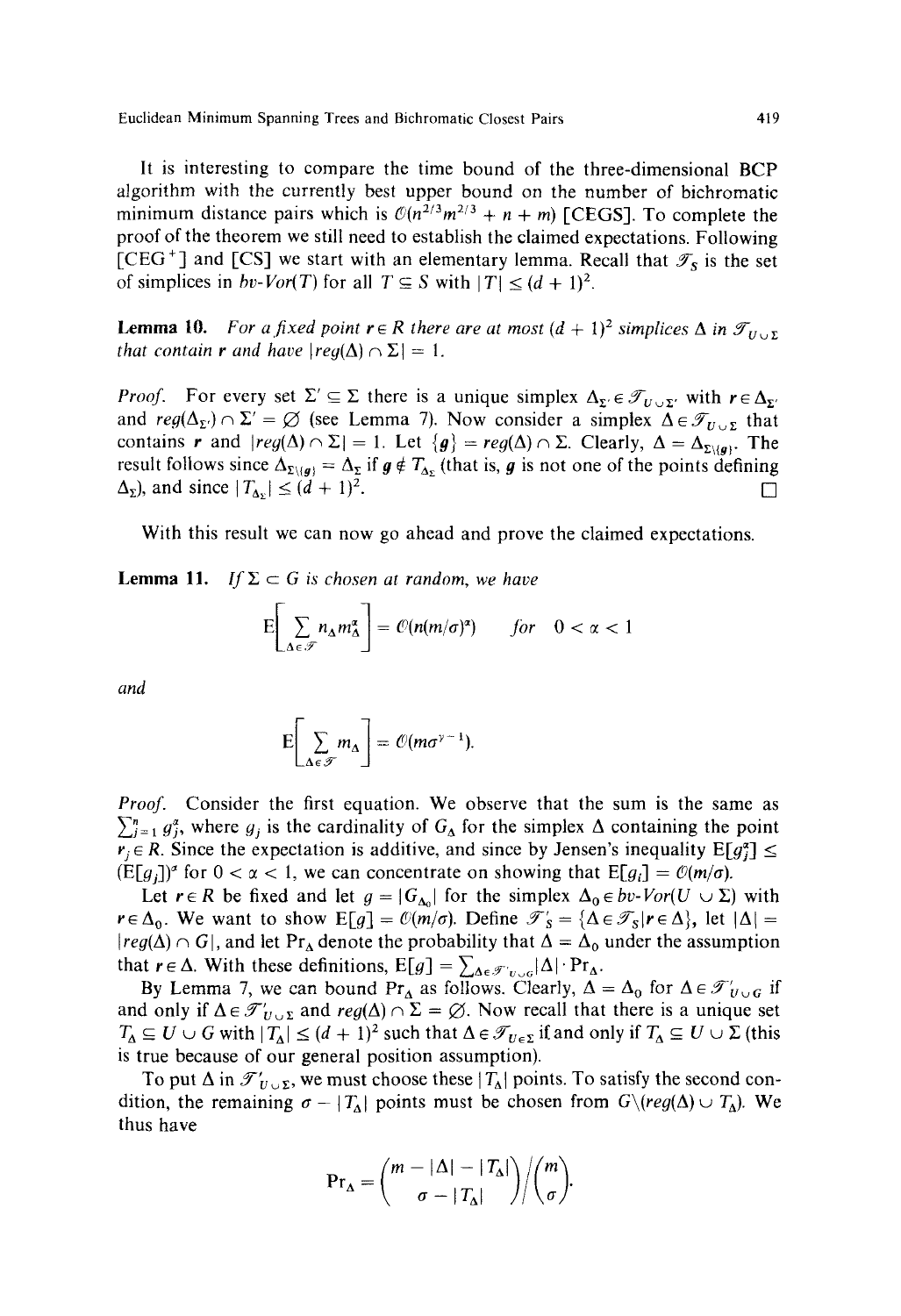It is interesting to compare the time bound of the three-dimensional BCP algorithm with the currently best upper bound on the number of bichromatic minimum distance pairs which is $\mathcal{O}(n^{2/3}m^{2/3} + n + m)$ [CEGS]. To complete the proof of the theorem we still need to establish the claimed expectations. Following [CEG+] and [CS] we start with an elementary lemma. Recall that $\mathcal{T}_S$ is the set of simplices in $bv\text{-}Vor(T)$ for all $T \subseteq S$ with $|T| \leq (d + 1)^2$.

**Lemma 10.** *For a fixed point $r \in R$ there are at most $(d + 1)^2$ simplices $\Delta$ in $\mathcal{T}_{U \cup \Sigma}$ that contain $r$ and have $|reg(\Delta) \cap \Sigma| = 1$.*

*Proof.* For every set $\Sigma' \subseteq \Sigma$ there is a unique simplex $\Delta_{\Sigma'} \in \mathcal{T}_{U \cup \Sigma'}$ with $r \in \Delta_{\Sigma'}$ and $reg(\Delta_{\Sigma'}) \cap \Sigma' = \emptyset$ (see Lemma 7). Now consider a simplex $\Delta \in \mathcal{T}_{U \cup \Sigma}$ that contains $r$ and $|reg(\Delta) \cap \Sigma| = 1$. Let $\{g\} = reg(\Delta) \cap \Sigma$. Clearly, $\Delta = \Delta_{\Sigma \setminus \{g\}}$. The result follows since $\Delta_{\Sigma \setminus \{g\}} = \Delta_\Sigma$ if $g \notin T_{\Delta_\Sigma}$ (that is, $g$ is not one of the points defining $\Delta_\Sigma$), and since $|T_{\Delta_\Sigma}| \leq (d + 1)^2$. $\square$

With this result we can now go ahead and prove the claimed expectations.

**Lemma 11.** *If $\Sigma \subset G$ is chosen at random, we have*

$$\mathrm{E}\left[\sum_{\Delta \in \mathcal{T}} n_\Delta m_\Delta^\alpha\right] = \mathcal{O}(n(m/\sigma)^\alpha) \qquad \textit{for} \quad 0 < \alpha < 1$$

*and*

$$\mathrm{E}\left[\sum_{\Delta \in \mathcal{T}} m_\Delta\right] = \mathcal{O}(m\sigma^{\gamma - 1}).$$

*Proof.* Consider the first equation. We observe that the sum is the same as $\sum_{j=1}^{n} g_j^\alpha$, where $g_j$ is the cardinality of $G_\Delta$ for the simplex $\Delta$ containing the point $r_j \in R$. Since the expectation is additive, and since by Jensen's inequality $\mathrm{E}[g_j^\alpha] \leq (\mathrm{E}[g_j])^\alpha$ for $0 < \alpha < 1$, we can concentrate on showing that $\mathrm{E}[g_i] = \mathcal{O}(m/\sigma)$.

Let $r \in R$ be fixed and let $g = |G_{\Delta_0}|$ for the simplex $\Delta_0 \in bv\text{-}Vor(U \cup \Sigma)$ with $r \in \Delta_0$. We want to show $\mathrm{E}[g] = \mathcal{O}(m/\sigma)$. Define $\mathcal{T}'_S = \{\Delta \in \mathcal{T}_S | r \in \Delta\}$, let $|\Delta| = |reg(\Delta) \cap G|$, and let $\Pr_\Delta$ denote the probability that $\Delta = \Delta_0$ under the assumption that $r \in \Delta$. With these definitions, $\mathrm{E}[g] = \sum_{\Delta \in \mathcal{T}'_{U \cup G}} |\Delta| \cdot \Pr_\Delta$.

By Lemma 7, we can bound $\Pr_\Delta$ as follows. Clearly, $\Delta = \Delta_0$ for $\Delta \in \mathcal{T}'_{U \cup G}$ if and only if $\Delta \in \mathcal{T}'_{U \cup \Sigma}$ and $reg(\Delta) \cap \Sigma = \emptyset$. Now recall that there is a unique set $T_\Delta \subseteq U \cup G$ with $|T_\Delta| \leq (d + 1)^2$ such that $\Delta \in \mathcal{T}_{U \in \Sigma}$ if and only if $T_\Delta \subseteq U \cup \Sigma$ (this is true because of our general position assumption).

To put $\Delta$ in $\mathcal{T}'_{U \cup \Sigma}$, we must choose these $|T_\Delta|$ points. To satisfy the second condition, the remaining $\sigma - |T_\Delta|$ points must be chosen from $G \setminus (reg(\Delta) \cup T_\Delta)$. We thus have

$$\Pr_\Delta = \binom{m - |\Delta| - |T_\Delta|}{\sigma - |T_\Delta|} \bigg/ \binom{m}{\sigma}.$$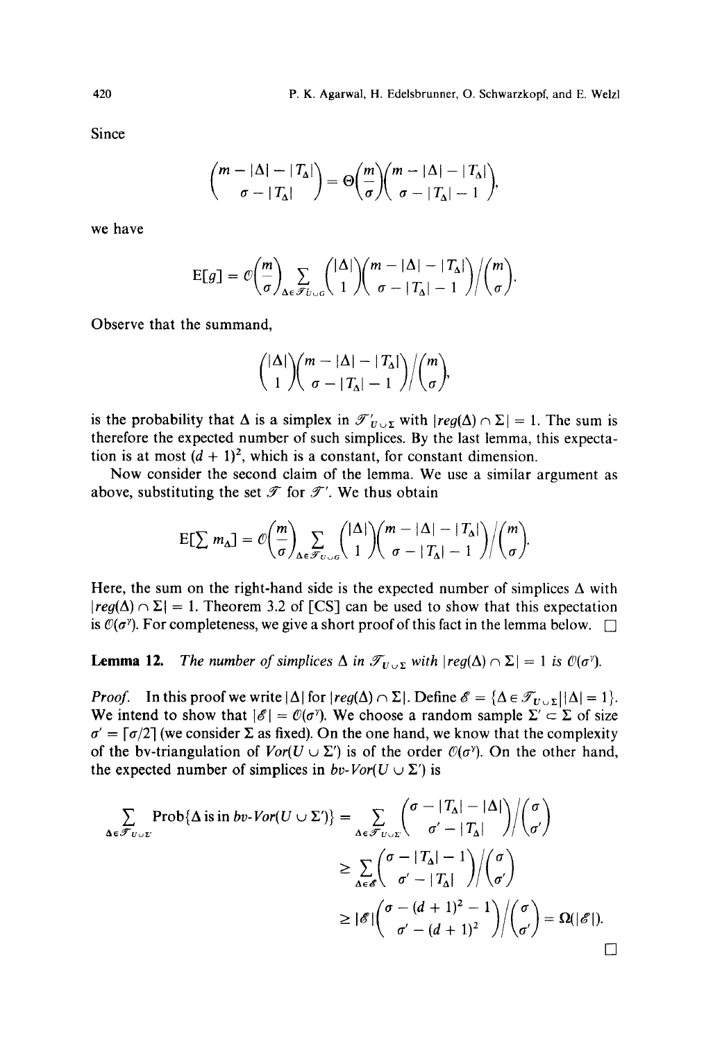Since

$$\binom{m - |\Delta| - |T_\Delta|}{\sigma - |T_\Delta|} = \Theta\left(\frac{m}{\sigma}\right)\binom{m - |\Delta| - |T_\Delta|}{\sigma - |T_\Delta| - 1},$$

we have

$$\mathrm{E}[g] = \mathcal{O}\left(\frac{m}{\sigma}\right) \sum_{\Delta \in \mathcal{T}_{U \cup G}} \binom{|\Delta|}{1}\binom{m - |\Delta| - |T_\Delta|}{\sigma - |T_\Delta| - 1} \Bigg/ \binom{m}{\sigma}.$$

Observe that the summand,

$$\binom{|\Delta|}{1}\binom{m - |\Delta| - |T_\Delta|}{\sigma - |T_\Delta| - 1} \Bigg/ \binom{m}{\sigma},$$

is the probability that $\Delta$ is a simplex in $\mathcal{T}'_{U \cup \Sigma}$ with $|reg(\Delta) \cap \Sigma| = 1$. The sum is therefore the expected number of such simplices. By the last lemma, this expectation is at most $(d + 1)^2$, which is a constant, for constant dimension.

Now consider the second claim of the lemma. We use a similar argument as above, substituting the set $\mathcal{T}$ for $\mathcal{T}'$. We thus obtain

$$\mathrm{E}\left[\sum m_\Delta\right] = \mathcal{O}\left(\frac{m}{\sigma}\right) \sum_{\Delta \in \mathcal{T}_{U \cup G}} \binom{|\Delta|}{1}\binom{m - |\Delta| - |T_\Delta|}{\sigma - |T_\Delta| - 1} \Bigg/ \binom{m}{\sigma}.$$

Here, the sum on the right-hand side is the expected number of simplices $\Delta$ with $|reg(\Delta) \cap \Sigma| = 1$. Theorem 3.2 of [CS] can be used to show that this expectation is $\mathcal{O}(\sigma^\gamma)$. For completeness, we give a short proof of this fact in the lemma below. $\square$

**Lemma 12.** *The number of simplices $\Delta$ in $\mathcal{T}_{U \cup \Sigma}$ with $|reg(\Delta) \cap \Sigma| = 1$ is $\mathcal{O}(\sigma^\gamma)$.*

*Proof.* In this proof we write $|\Delta|$ for $|reg(\Delta) \cap \Sigma|$. Define $\mathcal{E} = \{\Delta \in \mathcal{T}_{U \cup \Sigma} \mid |\Delta| = 1\}$. We intend to show that $|\mathcal{E}| = \mathcal{O}(\sigma^\gamma)$. We choose a random sample $\Sigma' \subset \Sigma$ of size $\sigma' = \lceil \sigma/2 \rceil$ (we consider $\Sigma$ as fixed). On the one hand, we know that the complexity of the bv-triangulation of $Vor(U \cup \Sigma')$ is of the order $\mathcal{O}(\sigma^\gamma)$. On the other hand, the expected number of simplices in $bv\text{-}Vor(U \cup \Sigma')$ is

$$\begin{aligned}
\sum_{\Delta \in \mathcal{T}_{U \cup \Sigma'}} \mathrm{Prob}\{\Delta \text{ is in } bv\text{-}Vor(U \cup \Sigma')\} &= \sum_{\Delta \in \mathcal{T}_{U \cup \Sigma'}} \binom{\sigma - |T_\Delta| - |\Delta|}{\sigma' - |T_\Delta|} \Bigg/ \binom{\sigma}{\sigma'} \\
&\geq \sum_{\Delta \in \mathcal{E}} \binom{\sigma - |T_\Delta| - 1}{\sigma' - |T_\Delta|} \Bigg/ \binom{\sigma}{\sigma'} \\
&\geq |\mathcal{E}| \binom{\sigma - (d+1)^2 - 1}{\sigma' - (d+1)^2} \Bigg/ \binom{\sigma}{\sigma'} = \Omega(|\mathcal{E}|).
\end{aligned}$$

$\square$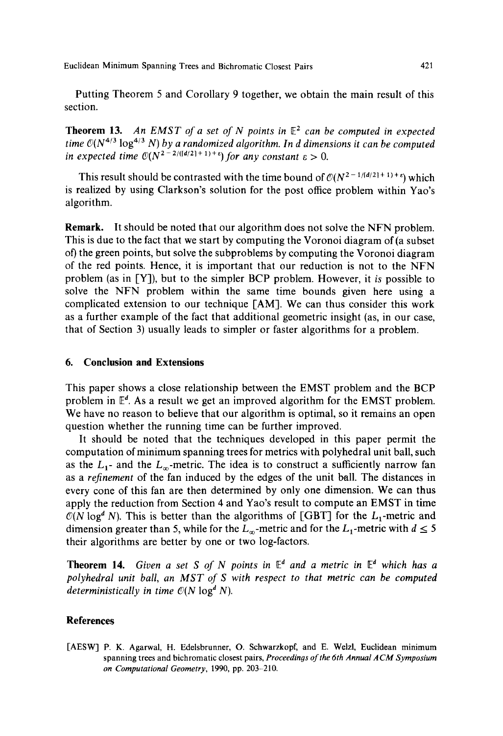Putting Theorem 5 and Corollary 9 together, we obtain the main result of this section.

**Theorem 13.** *An EMST of a set of $N$ points in $\mathbb{E}^2$ can be computed in expected time $\mathcal{O}(N^{4/3} \log^{4/3} N)$ by a randomized algorithm. In $d$ dimensions it can be computed in expected time $\mathcal{O}(N^{2-2/(\lceil d/2 \rceil + 1) + \varepsilon})$ for any constant $\varepsilon > 0$.*

This result should be contrasted with the time bound of $\mathcal{O}(N^{2-1/(\lceil d/2 \rceil + 1) + \varepsilon})$ which is realized by using Clarkson's solution for the post office problem within Yao's algorithm.

**Remark.** It should be noted that our algorithm does not solve the NFN problem. This is due to the fact that we start by computing the Voronoi diagram of (a subset of) the green points, but solve the subproblems by computing the Voronoi diagram of the red points. Hence, it is important that our reduction is not to the NFN problem (as in [Y]), but to the simpler BCP problem. However, it *is* possible to solve the NFN problem within the same time bounds given here using a complicated extension to our technique [AM]. We can thus consider this work as a further example of the fact that additional geometric insight (as, in our case, that of Section 3) usually leads to simpler or faster algorithms for a problem.

## 6. Conclusion and Extensions

This paper shows a close relationship between the EMST problem and the BCP problem in $\mathbb{E}^d$. As a result we get an improved algorithm for the EMST problem. We have no reason to believe that our algorithm is optimal, so it remains an open question whether the running time can be further improved.

It should be noted that the techniques developed in this paper permit the computation of minimum spanning trees for metrics with polyhedral unit ball, such as the $L_1$- and the $L_\infty$-metric. The idea is to construct a sufficiently narrow fan as a *refinement* of the fan induced by the edges of the unit ball. The distances in every cone of this fan are then determined by only one dimension. We can thus apply the reduction from Section 4 and Yao's result to compute an EMST in time $\mathcal{O}(N \log^d N)$. This is better than the algorithms of [GBT] for the $L_1$-metric and dimension greater than 5, while for the $L_\infty$-metric and for the $L_1$-metric with $d \leq 5$ their algorithms are better by one or two log-factors.

**Theorem 14.** *Given a set $S$ of $N$ points in $\mathbb{E}^d$ and a metric in $\mathbb{E}^d$ which has a polyhedral unit ball, an MST of $S$ with respect to that metric can be computed deterministically in time $\mathcal{O}(N \log^d N)$.*

## References

[AESW] P. K. Agarwal, H. Edelsbrunner, O. Schwarzkopf, and E. Welzl, Euclidean minimum spanning trees and bichromatic closest pairs, *Proceedings of the 6th Annual ACM Symposium on Computational Geometry*, 1990, pp. 203–210.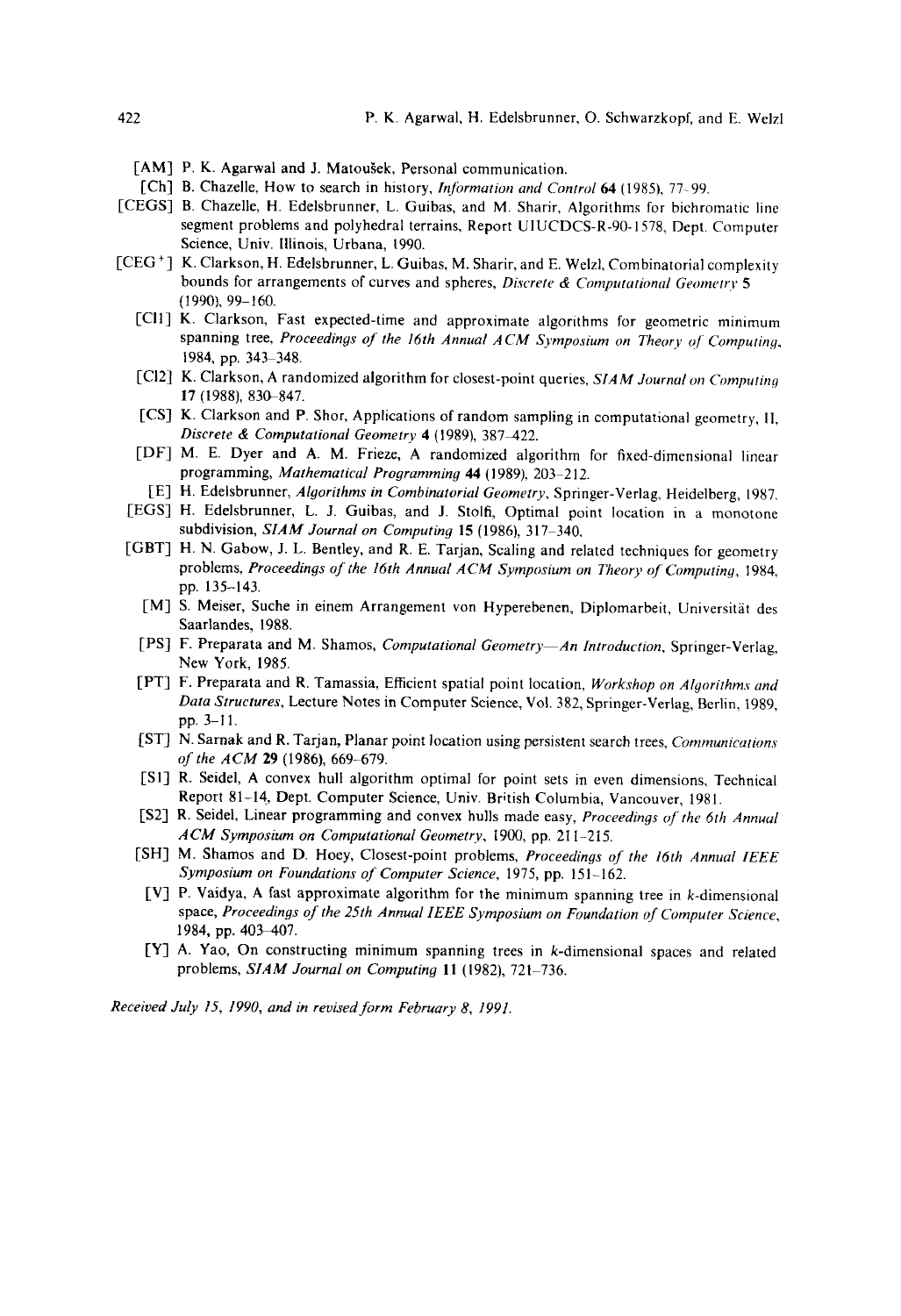[AM] P. K. Agarwal and J. Matoušek, Personal communication.

[Ch] B. Chazelle, How to search in history, *Information and Control* **64** (1985), 77–99.

[CEGS] B. Chazelle, H. Edelsbrunner, L. Guibas, and M. Sharir, Algorithms for bichromatic line segment problems and polyhedral terrains, Report UIUCDCS-R-90-1578, Dept. Computer Science, Univ. Illinois, Urbana, 1990.

[CEG$^+$] K. Clarkson, H. Edelsbrunner, L. Guibas, M. Sharir, and E. Welzl, Combinatorial complexity bounds for arrangements of curves and spheres, *Discrete & Computational Geometry* **5** (1990), 99–160.

[Cl1] K. Clarkson, Fast expected-time and approximate algorithms for geometric minimum spanning tree, *Proceedings of the 16th Annual ACM Symposium on Theory of Computing*, 1984, pp. 343–348.

[Cl2] K. Clarkson, A randomized algorithm for closest-point queries, *SIAM Journal on Computing* **17** (1988), 830–847.

[CS] K. Clarkson and P. Shor, Applications of random sampling in computational geometry, II, *Discrete & Computational Geometry* **4** (1989), 387–422.

[DF] M. E. Dyer and A. M. Frieze, A randomized algorithm for fixed-dimensional linear programming, *Mathematical Programming* **44** (1989), 203–212.

[E] H. Edelsbrunner, *Algorithms in Combinatorial Geometry*, Springer-Verlag, Heidelberg, 1987.

[EGS] H. Edelsbrunner, L. J. Guibas, and J. Stolfi, Optimal point location in a monotone subdivision, *SIAM Journal on Computing* **15** (1986), 317–340.

[GBT] H. N. Gabow, J. L. Bentley, and R. E. Tarjan, Scaling and related techniques for geometry problems, *Proceedings of the 16th Annual ACM Symposium on Theory of Computing*, 1984, pp. 135–143.

[M] S. Meiser, Suche in einem Arrangement von Hyperebenen, Diplomarbeit, Universität des Saarlandes, 1988.

[PS] F. Preparata and M. Shamos, *Computational Geometry—An Introduction*, Springer-Verlag, New York, 1985.

[PT] F. Preparata and R. Tamassia, Efficient spatial point location, *Workshop on Algorithms and Data Structures*, Lecture Notes in Computer Science, Vol. 382, Springer-Verlag, Berlin, 1989, pp. 3–11.

[ST] N. Sarnak and R. Tarjan, Planar point location using persistent search trees, *Communications of the ACM* **29** (1986), 669–679.

[S1] R. Seidel, A convex hull algorithm optimal for point sets in even dimensions, Technical Report 81-14, Dept. Computer Science, Univ. British Columbia, Vancouver, 1981.

[S2] R. Seidel, Linear programming and convex hulls made easy, *Proceedings of the 6th Annual ACM Symposium on Computational Geometry*, 1900, pp. 211–215.

[SH] M. Shamos and D. Hoey, Closest-point problems, *Proceedings of the 16th Annual IEEE Symposium on Foundations of Computer Science*, 1975, pp. 151–162.

[V] P. Vaidya, A fast approximate algorithm for the minimum spanning tree in $k$-dimensional space, *Proceedings of the 25th Annual IEEE Symposium on Foundation of Computer Science*, 1984, pp. 403–407.

[Y] A. Yao, On constructing minimum spanning trees in $k$-dimensional spaces and related problems, *SIAM Journal on Computing* **11** (1982), 721–736.

*Received July 15, 1990, and in revised form February 8, 1991.*